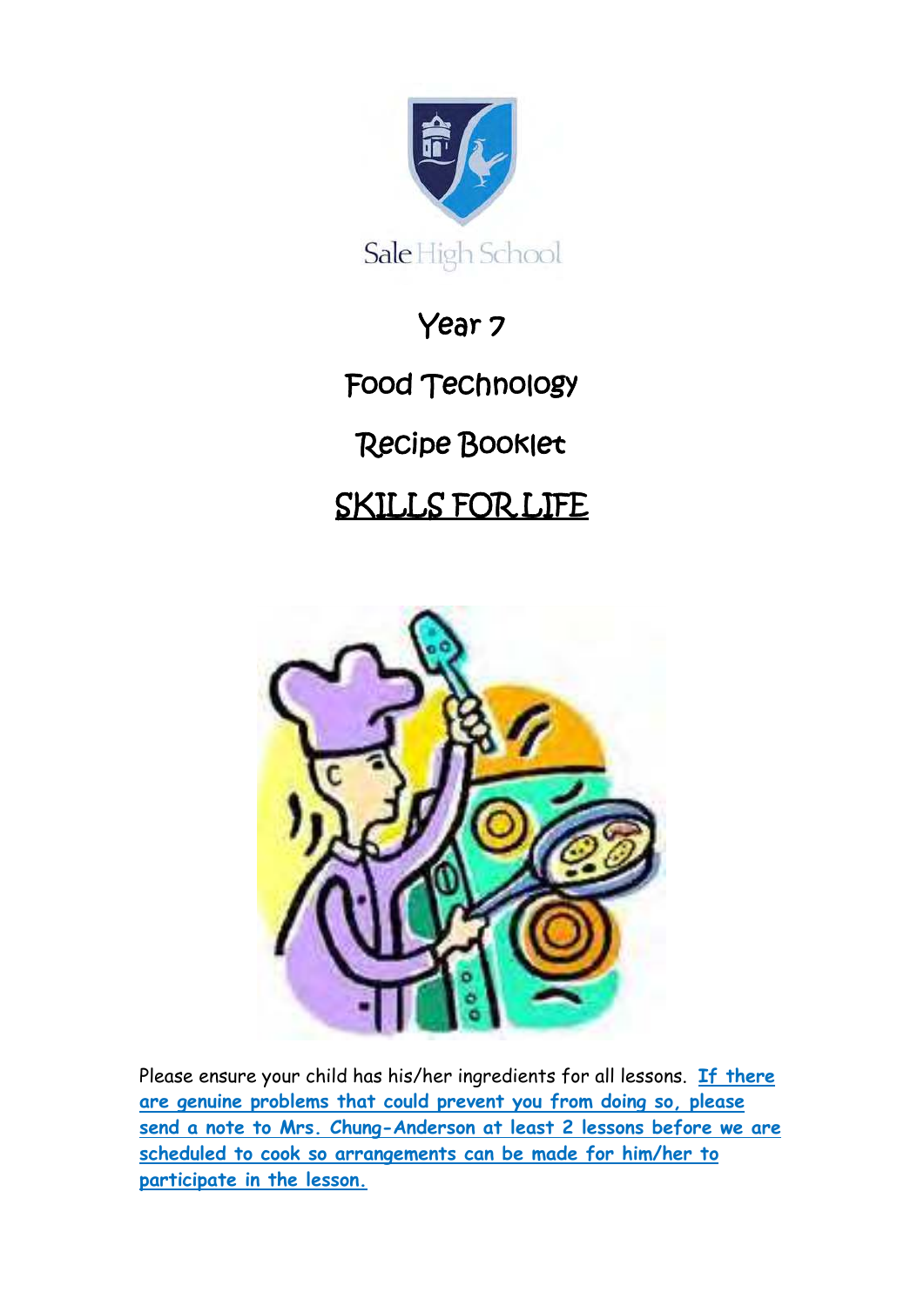Sale High School

# Year 7

# Food Technology

# Recipe Booklet

# <u>SKILLS FOR LIFE</u>

Please ensure your child has his/her ingredients for all lessons. **<u>If there are genuine problems that could prevent you from doing so, please send a note to Mrs. Chung-Anderson at least 2 lessons before we are scheduled to cook so arrangements can be made for him/her to participate in the lesson.</u>**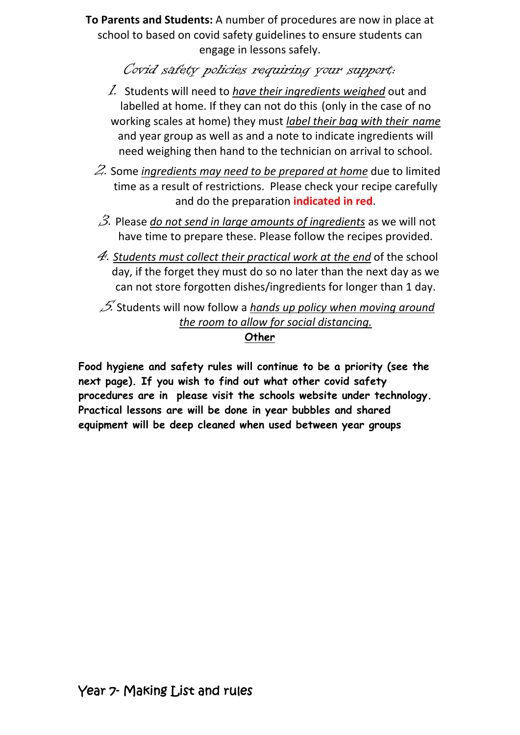**To Parents and Students:** A number of procedures are now in place at school to based on covid safety guidelines to ensure students can engage in lessons safely.

## *Covid safety policies requiring your support:*

1. Students will need to *have their ingredients weighed* out and labelled at home. If they can not do this (only in the case of no working scales at home) they must *label their bag with their name* and year group as well as and a note to indicate ingredients will need weighing then hand to the technician on arrival to school.
2. Some *ingredients may need to be prepared at home* due to limited time as a result of restrictions. Please check your recipe carefully and do the preparation **indicated in red**.
3. Please *do not send in large amounts of ingredients* as we will not have time to prepare these. Please follow the recipes provided.
4. *Students must collect their practical work at the end* of the school day, if the forget they must do so no later than the next day as we can not store forgotten dishes/ingredients for longer than 1 day.
5. Students will now follow a *hands up policy when moving around the room to allow for social distancing.*

**Other**

**Food hygiene and safety rules will continue to be a priority (see the next page). If you wish to find out what other covid safety procedures are in please visit the schools website under technology. Practical lessons are will be done in year bubbles and shared equipment will be deep cleaned when used between year groups**

Year 7- Making List and rules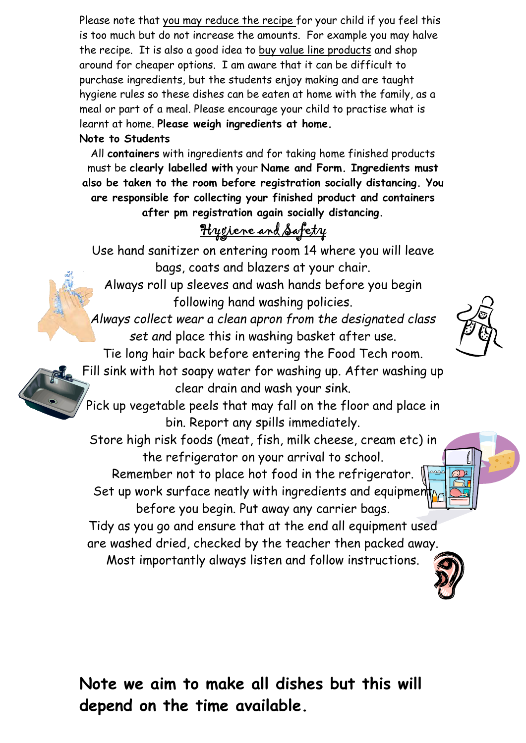Please note that you may reduce the recipe for your child if you feel this is too much but do not increase the amounts. For example you may halve the recipe. It is also a good idea to buy value line products and shop around for cheaper options. I am aware that it can be difficult to purchase ingredients, but the students enjoy making and are taught hygiene rules so these dishes can be eaten at home with the family, as a meal or part of a meal. Please encourage your child to practise what is learnt at home. **Please weigh ingredients at home.**

**Note to Students**

All **containers** with ingredients and for taking home finished products must be **clearly labelled with** your **Name and Form. Ingredients must also be taken to the room before registration socially distancing. You are responsible for collecting your finished product and containers after pm registration again socially distancing.**

## Hygiene and Safety

Use hand sanitizer on entering room 14 where you will leave bags, coats and blazers at your chair.

Always roll up sleeves and wash hands before you begin following hand washing policies.

*Always collect wear a clean apron from the designated class set and* place this in washing basket after use.

Tie long hair back before entering the Food Tech room.

Fill sink with hot soapy water for washing up. After washing up clear drain and wash your sink.

Pick up vegetable peels that may fall on the floor and place in bin. Report any spills immediately.

Store high risk foods (meat, fish, milk cheese, cream etc) in the refrigerator on your arrival to school.

Remember not to place hot food in the refrigerator.

Set up work surface neatly with ingredients and equipment before you begin. Put away any carrier bags.

Tidy as you go and ensure that at the end all equipment used are washed dried, checked by the teacher then packed away.

Most importantly always listen and follow instructions.

**Note we aim to make all dishes but this will depend on the time available.**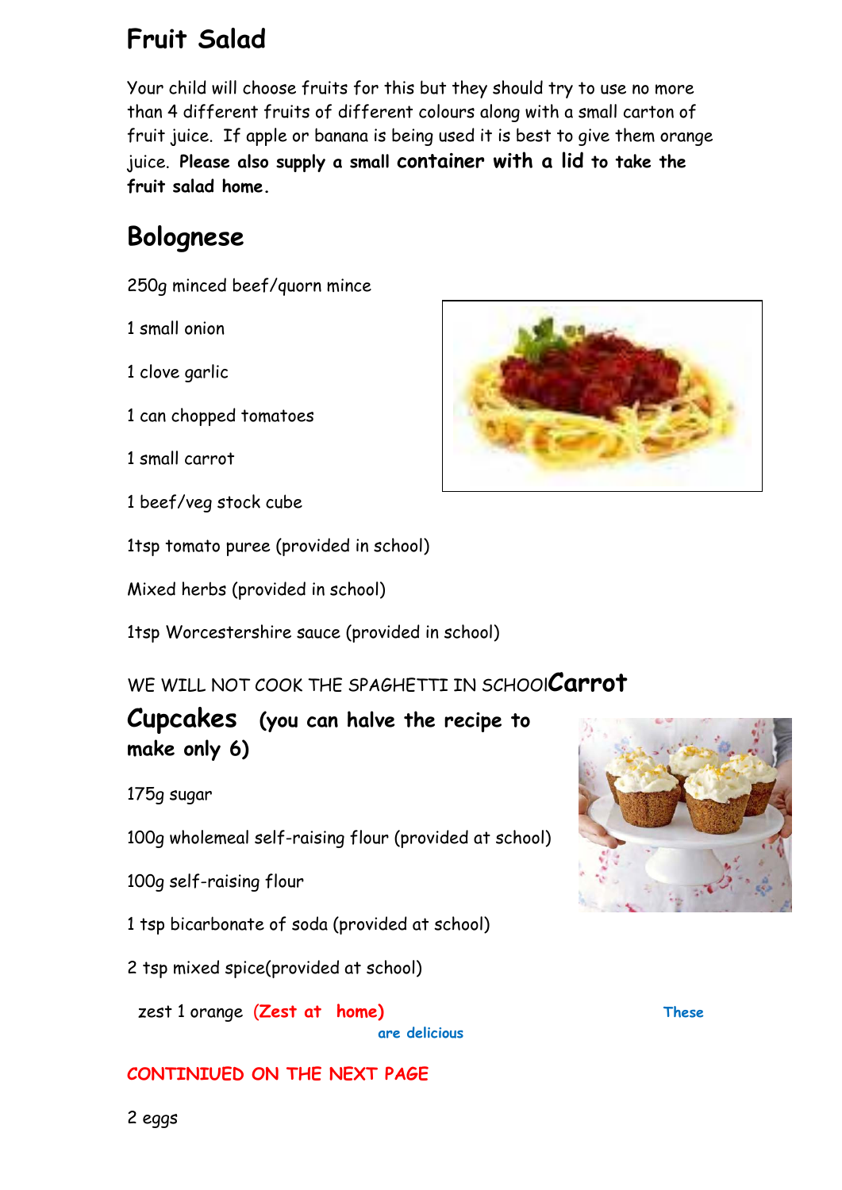## Fruit Salad

Your child will choose fruits for this but they should try to use no more than 4 different fruits of different colours along with a small carton of fruit juice. If apple or banana is being used it is best to give them orange juice. **Please also supply a small container with a lid to take the fruit salad home.**

## Bolognese

250g minced beef/quorn mince

1 small onion

1 clove garlic

1 can chopped tomatoes

1 small carrot

1 beef/veg stock cube

1tsp tomato puree (provided in school)

Mixed herbs (provided in school)

1tsp Worcestershire sauce (provided in school)

WE WILL NOT COOK THE SPAGHETTI IN SCHOOl

## Carrot Cupcakes **(you can halve the recipe to make only 6)**

175g sugar

100g wholemeal self-raising flour (provided at school)

100g self-raising flour

1 tsp bicarbonate of soda (provided at school)

2 tsp mixed spice(provided at school)

zest 1 orange **(Zest at home)**

**These are delicious**

**CONTINIUED ON THE NEXT PAGE**

2 eggs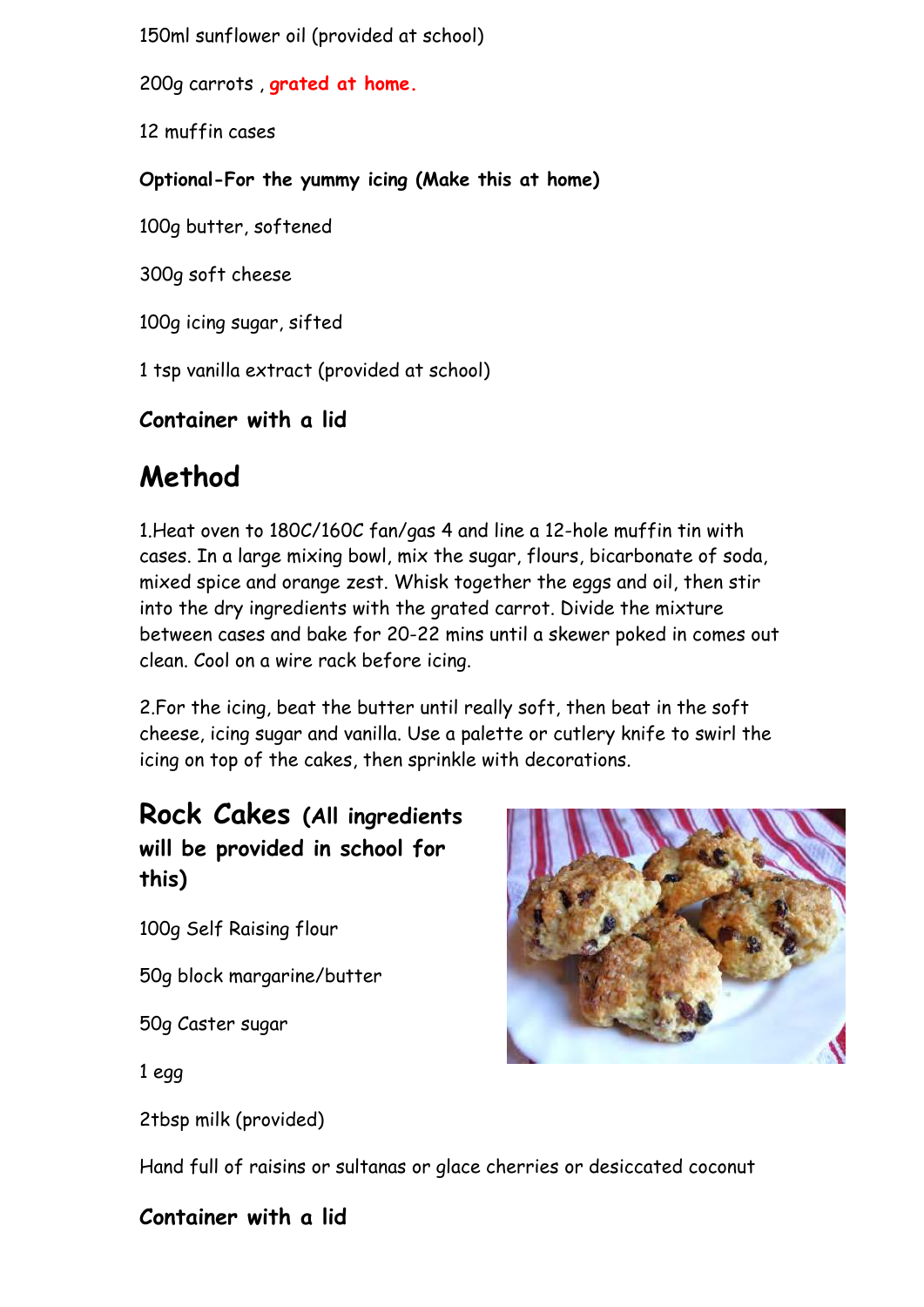150ml sunflower oil (provided at school)

200g carrots , **grated at home.**

12 muffin cases

**Optional-For the yummy icing (Make this at home)**

100g butter, softened

300g soft cheese

100g icing sugar, sifted

1 tsp vanilla extract (provided at school)

**Container with a lid**

## Method

1.Heat oven to 180C/160C fan/gas 4 and line a 12-hole muffin tin with cases. In a large mixing bowl, mix the sugar, flours, bicarbonate of soda, mixed spice and orange zest. Whisk together the eggs and oil, then stir into the dry ingredients with the grated carrot. Divide the mixture between cases and bake for 20-22 mins until a skewer poked in comes out clean. Cool on a wire rack before icing.

2.For the icing, beat the butter until really soft, then beat in the soft cheese, icing sugar and vanilla. Use a palette or cutlery knife to swirl the icing on top of the cakes, then sprinkle with decorations.

## Rock Cakes (All ingredients will be provided in school for this)

100g Self Raising flour

50g block margarine/butter

50g Caster sugar

1 egg

2tbsp milk (provided)

Hand full of raisins or sultanas or glace cherries or desiccated coconut

**Container with a lid**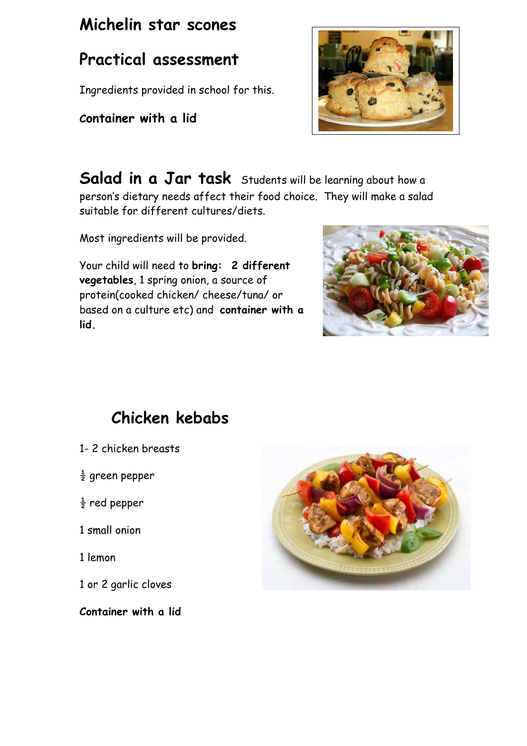## Michelin star scones

## Practical assessment

Ingredients provided in school for this.

**Container with a lid**

## Salad in a Jar task

Students will be learning about how a person's dietary needs affect their food choice. They will make a salad suitable for different cultures/diets.

Most ingredients will be provided.

Your child will need to **bring: 2 different vegetables**, 1 spring onion, a source of protein(cooked chicken/ cheese/tuna/ or based on a culture etc) and **container with a lid.**

## Chicken kebabs

1- 2 chicken breasts

½ green pepper

½ red pepper

1 small onion

1 lemon

1 or 2 garlic cloves

**Container with a lid**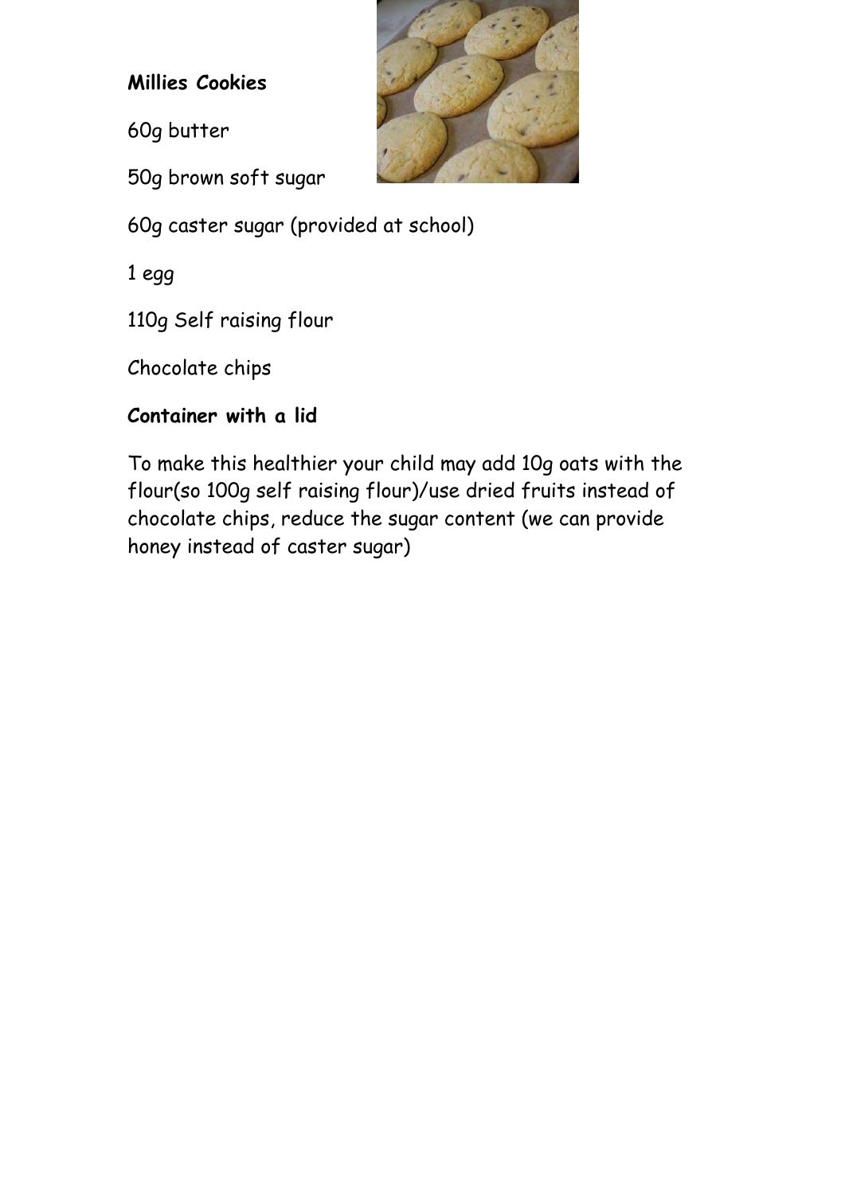**Millies Cookies**

60g butter

50g brown soft sugar

60g caster sugar (provided at school)

1 egg

110g Self raising flour

Chocolate chips

**Container with a lid**

To make this healthier your child may add 10g oats with the flour(so 100g self raising flour)/use dried fruits instead of chocolate chips, reduce the sugar content (we can provide honey instead of caster sugar)